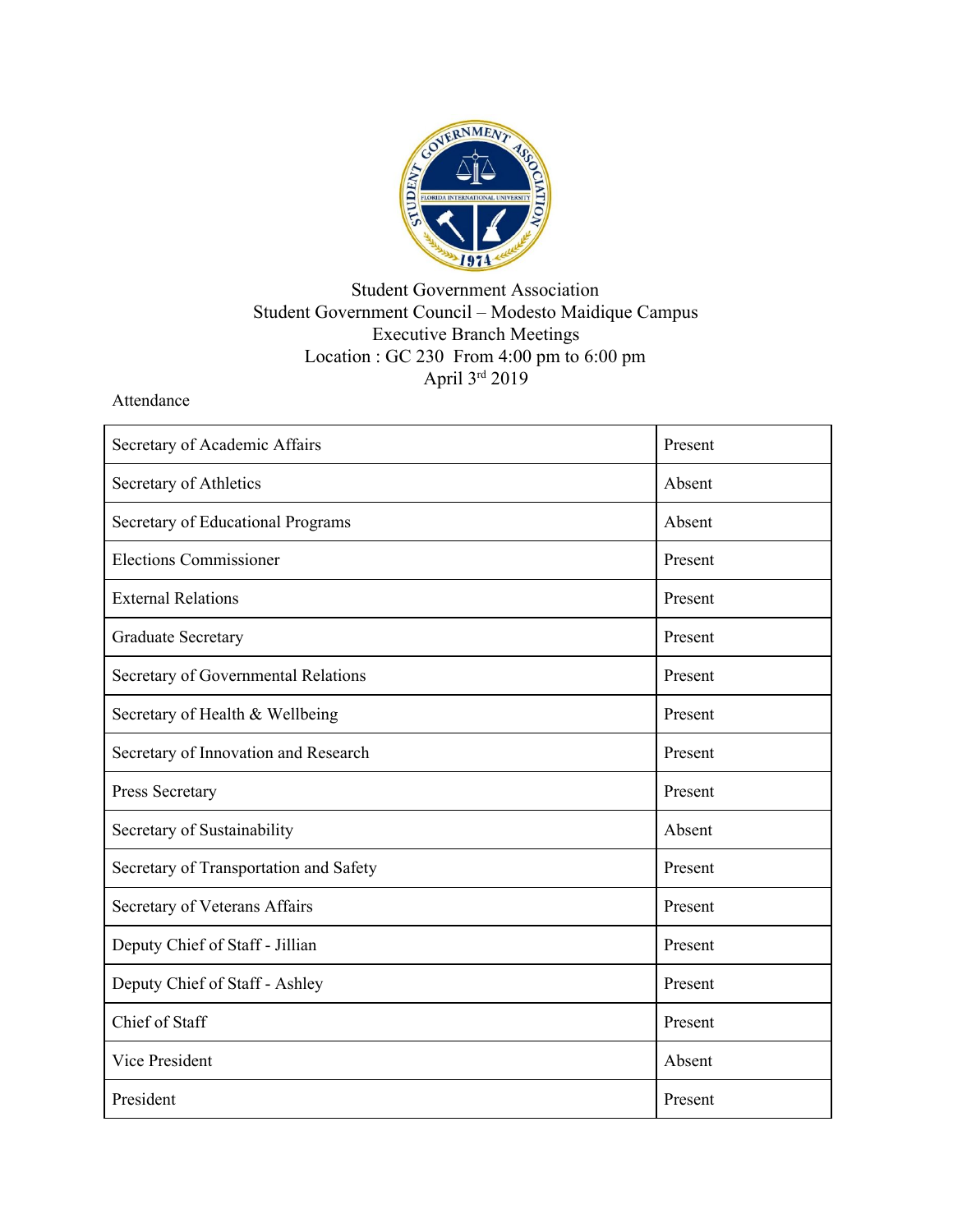Student Government Association
Student Government Council – Modesto Maidique Campus
Executive Branch Meetings
Location : GC 230 From 4:00 pm to 6:00 pm
April 3rd 2019

Attendance

| Position | Status |
|---|---|
| Secretary of Academic Affairs | Present |
| Secretary of Athletics | Absent |
| Secretary of Educational Programs | Absent |
| Elections Commissioner | Present |
| External Relations | Present |
| Graduate Secretary | Present |
| Secretary of Governmental Relations | Present |
| Secretary of Health & Wellbeing | Present |
| Secretary of Innovation and Research | Present |
| Press Secretary | Present |
| Secretary of Sustainability | Absent |
| Secretary of Transportation and Safety | Present |
| Secretary of Veterans Affairs | Present |
| Deputy Chief of Staff - Jillian | Present |
| Deputy Chief of Staff - Ashley | Present |
| Chief of Staff | Present |
| Vice President | Absent |
| President | Present |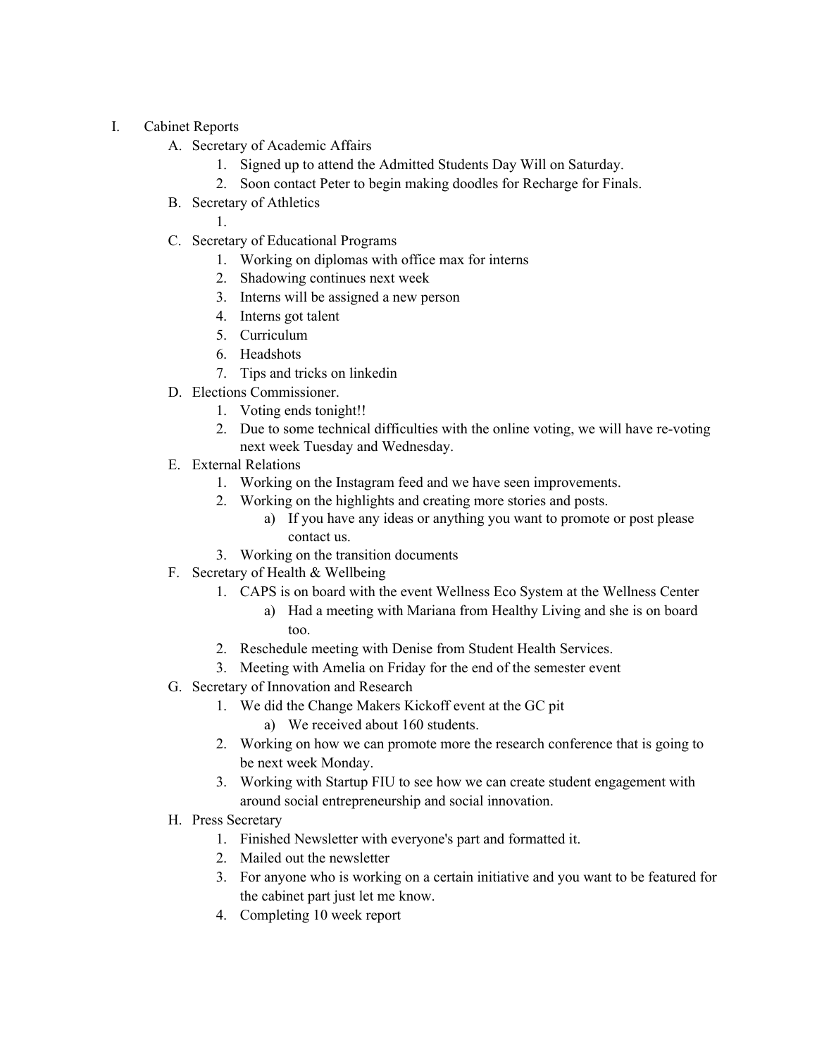I. Cabinet Reports
    A. Secretary of Academic Affairs
        1. Signed up to attend the Admitted Students Day Will on Saturday.
        2. Soon contact Peter to begin making doodles for Recharge for Finals.
    B. Secretary of Athletics
        1.
    C. Secretary of Educational Programs
        1. Working on diplomas with office max for interns
        2. Shadowing continues next week
        3. Interns will be assigned a new person
        4. Interns got talent
        5. Curriculum
        6. Headshots
        7. Tips and tricks on linkedin
    D. Elections Commissioner.
        1. Voting ends tonight!!
        2. Due to some technical difficulties with the online voting, we will have re-voting next week Tuesday and Wednesday.
    E. External Relations
        1. Working on the Instagram feed and we have seen improvements.
        2. Working on the highlights and creating more stories and posts.
            a) If you have any ideas or anything you want to promote or post please contact us.
        3. Working on the transition documents
    F. Secretary of Health & Wellbeing
        1. CAPS is on board with the event Wellness Eco System at the Wellness Center
            a) Had a meeting with Mariana from Healthy Living and she is on board too.
        2. Reschedule meeting with Denise from Student Health Services.
        3. Meeting with Amelia on Friday for the end of the semester event
    G. Secretary of Innovation and Research
        1. We did the Change Makers Kickoff event at the GC pit
            a) We received about 160 students.
        2. Working on how we can promote more the research conference that is going to be next week Monday.
        3. Working with Startup FIU to see how we can create student engagement with around social entrepreneurship and social innovation.
    H. Press Secretary
        1. Finished Newsletter with everyone's part and formatted it.
        2. Mailed out the newsletter
        3. For anyone who is working on a certain initiative and you want to be featured for the cabinet part just let me know.
        4. Completing 10 week report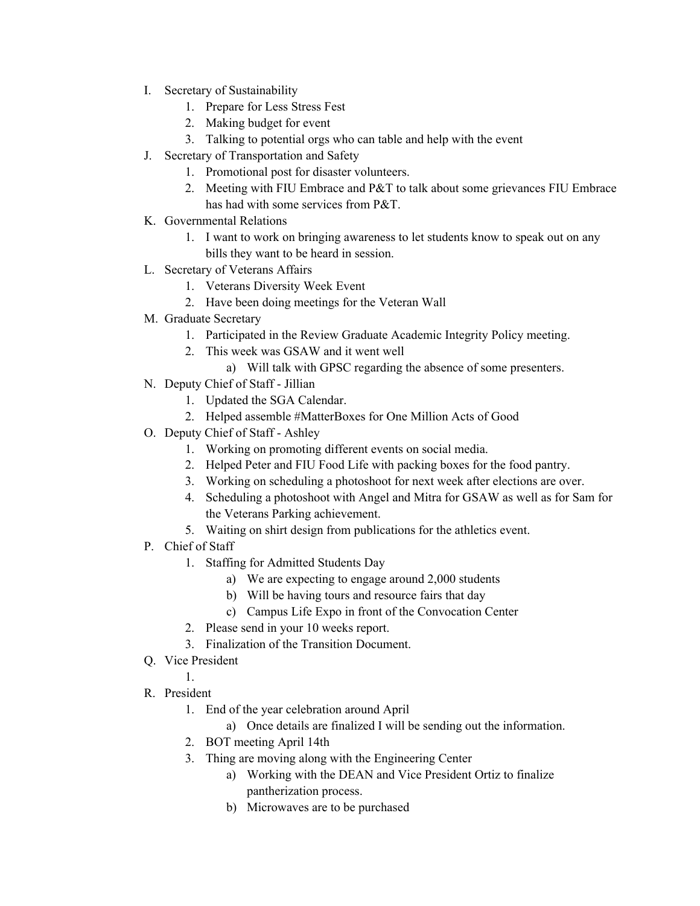I. Secretary of Sustainability
    1. Prepare for Less Stress Fest
    2. Making budget for event
    3. Talking to potential orgs who can table and help with the event
J. Secretary of Transportation and Safety
    1. Promotional post for disaster volunteers.
    2. Meeting with FIU Embrace and P&T to talk about some grievances FIU Embrace has had with some services from P&T.
K. Governmental Relations
    1. I want to work on bringing awareness to let students know to speak out on any bills they want to be heard in session.
L. Secretary of Veterans Affairs
    1. Veterans Diversity Week Event
    2. Have been doing meetings for the Veteran Wall
M. Graduate Secretary
    1. Participated in the Review Graduate Academic Integrity Policy meeting.
    2. This week was GSAW and it went well
        a) Will talk with GPSC regarding the absence of some presenters.
N. Deputy Chief of Staff - Jillian
    1. Updated the SGA Calendar.
    2. Helped assemble #MatterBoxes for One Million Acts of Good
O. Deputy Chief of Staff - Ashley
    1. Working on promoting different events on social media.
    2. Helped Peter and FIU Food Life with packing boxes for the food pantry.
    3. Working on scheduling a photoshoot for next week after elections are over.
    4. Scheduling a photoshoot with Angel and Mitra for GSAW as well as for Sam for the Veterans Parking achievement.
    5. Waiting on shirt design from publications for the athletics event.
P. Chief of Staff
    1. Staffing for Admitted Students Day
        a) We are expecting to engage around 2,000 students
        b) Will be having tours and resource fairs that day
        c) Campus Life Expo in front of the Convocation Center
    2. Please send in your 10 weeks report.
    3. Finalization of the Transition Document.
Q. Vice President
    1.
R. President
    1. End of the year celebration around April
        a) Once details are finalized I will be sending out the information.
    2. BOT meeting April 14th
    3. Thing are moving along with the Engineering Center
        a) Working with the DEAN and Vice President Ortiz to finalize pantherization process.
        b) Microwaves are to be purchased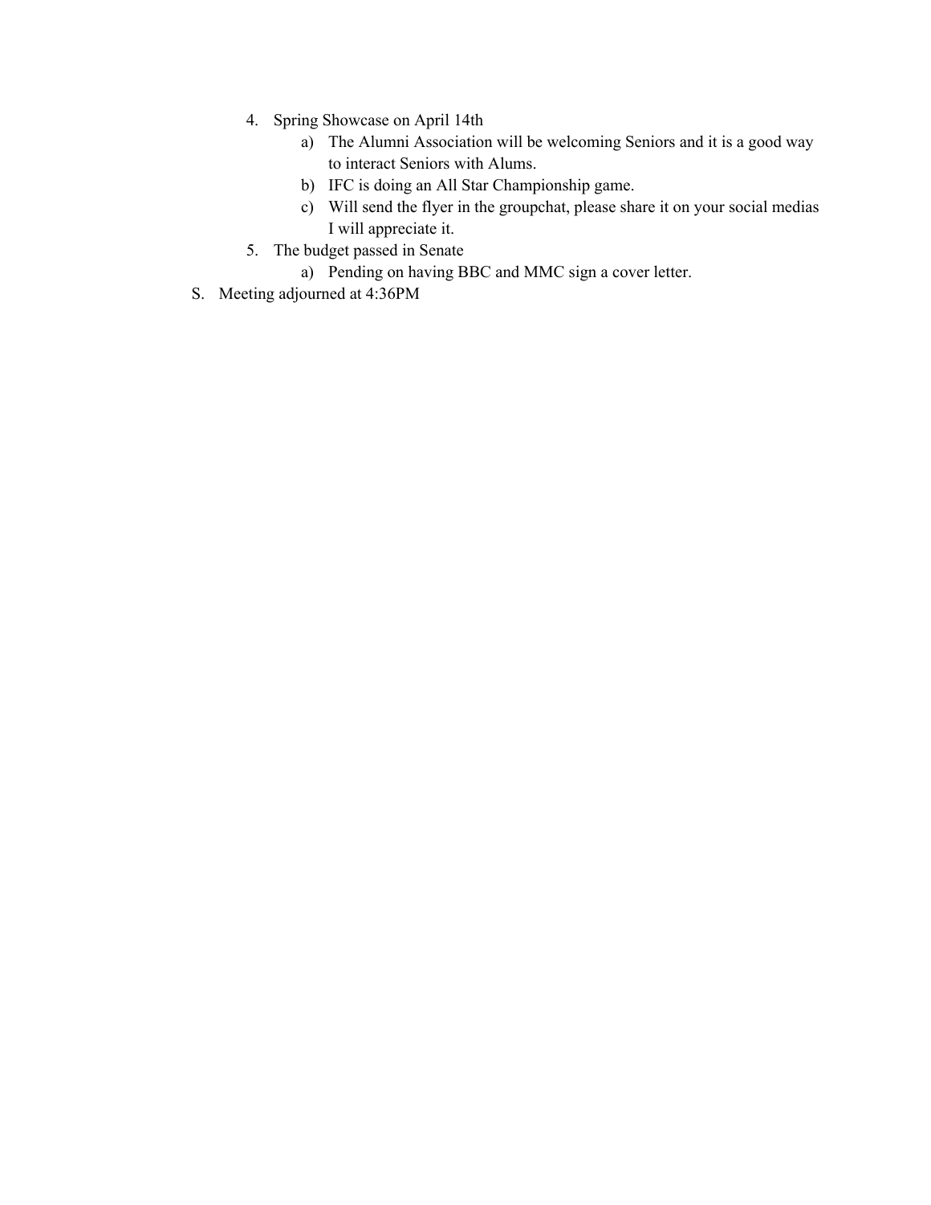4. Spring Showcase on April 14th
    a) The Alumni Association will be welcoming Seniors and it is a good way to interact Seniors with Alums.
    b) IFC is doing an All Star Championship game.
    c) Will send the flyer in the groupchat, please share it on your social medias I will appreciate it.
5. The budget passed in Senate
    a) Pending on having BBC and MMC sign a cover letter.

S. Meeting adjourned at 4:36PM